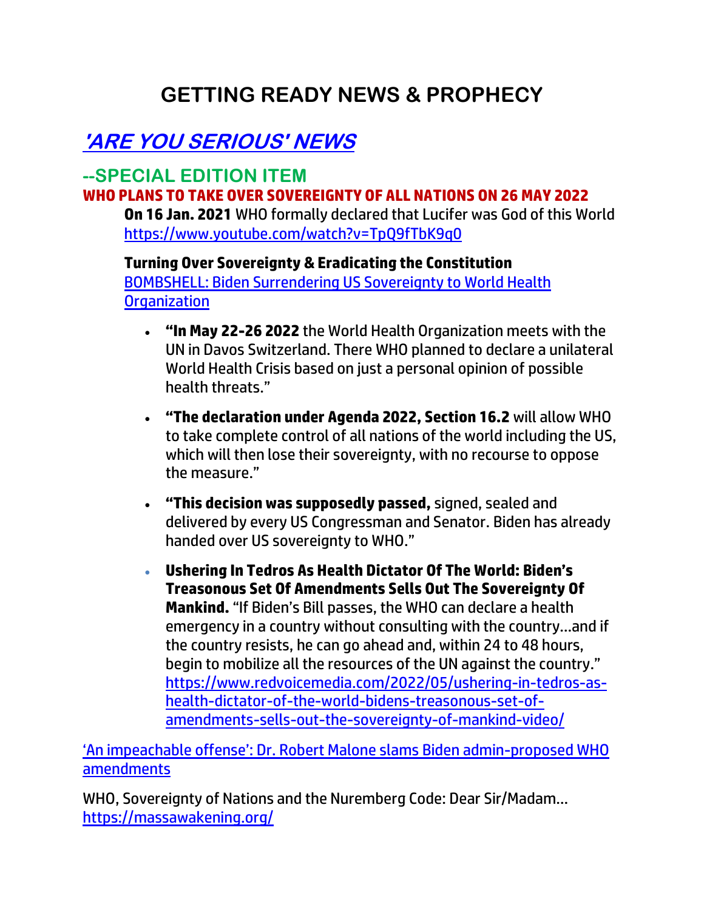# GETTING READY NEWS & PROPHECY

## ['ARE YOU SERIOUS' NEWS]()

### --SPECIAL EDITION ITEM

**WHO PLANS TO TAKE OVER SOVEREIGNTY OF ALL NATIONS ON 26 MAY 2022**

**On 16 Jan. 2021** WHO formally declared that Lucifer was God of this World
https://www.youtube.com/watch?v=TpQ9fTbK9q0

**Turning Over Sovereignty & Eradicating the Constitution**
[BOMBSHELL: Biden Surrendering US Sovereignty to World Health Organization]()

- **"In May 22-26 2022** the World Health Organization meets with the UN in Davos Switzerland. There WHO planned to declare a unilateral World Health Crisis based on just a personal opinion of possible health threats."
- **"The declaration under Agenda 2022, Section 16.2** will allow WHO to take complete control of all nations of the world including the US, which will then lose their sovereignty, with no recourse to oppose the measure."
- **"This decision was supposedly passed,** signed, sealed and delivered by every US Congressman and Senator. Biden has already handed over US sovereignty to WHO."
- **Ushering In Tedros As Health Dictator Of The World: Biden's Treasonous Set Of Amendments Sells Out The Sovereignty Of Mankind.** "If Biden's Bill passes, the WHO can declare a health emergency in a country without consulting with the country…and if the country resists, he can go ahead and, within 24 to 48 hours, begin to mobilize all the resources of the UN against the country." https://www.redvoicemedia.com/2022/05/ushering-in-tedros-as-health-dictator-of-the-world-bidens-treasonous-set-of-amendments-sells-out-the-sovereignty-of-mankind-video/

['An impeachable offense': Dr. Robert Malone slams Biden admin-proposed WHO amendments]()

WHO, Sovereignty of Nations and the Nuremberg Code: Dear Sir/Madam… https://massawakening.org/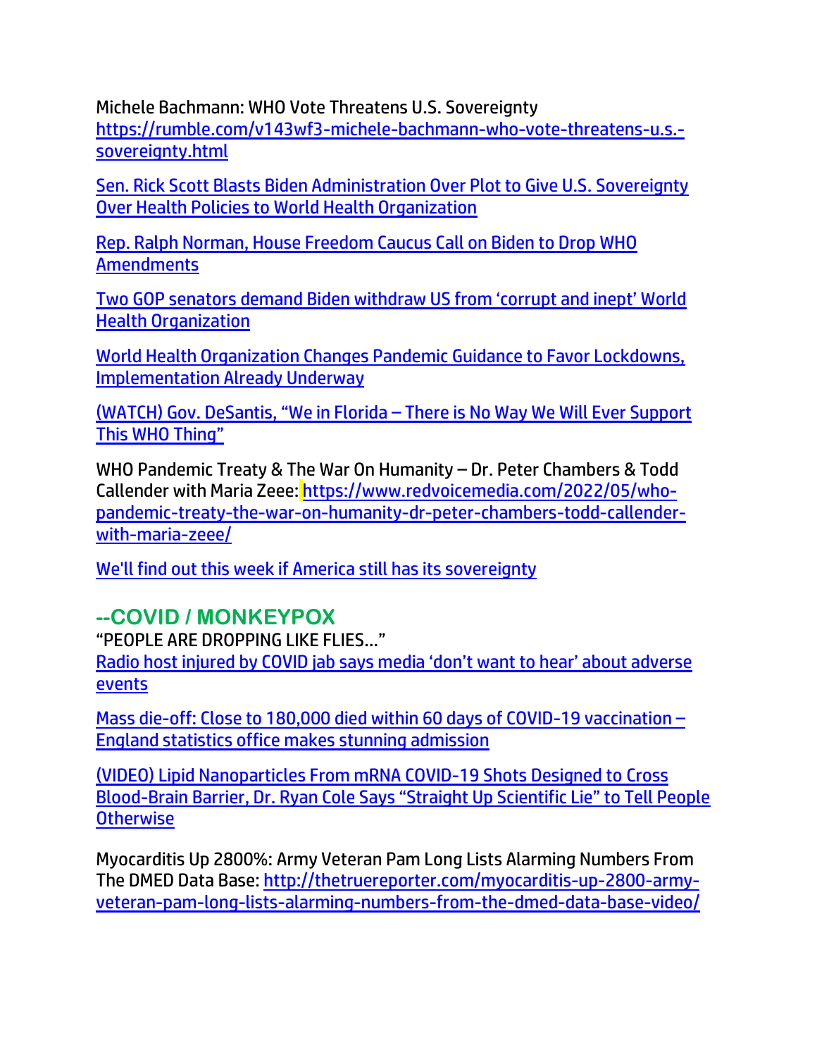Michele Bachmann: WHO Vote Threatens U.S. Sovereignty
[https://rumble.com/v143wf3-michele-bachmann-who-vote-threatens-u.s.-sovereignty.html](https://rumble.com/v143wf3-michele-bachmann-who-vote-threatens-u.s.-sovereignty.html)

Sen. Rick Scott Blasts Biden Administration Over Plot to Give U.S. Sovereignty Over Health Policies to World Health Organization

Rep. Ralph Norman, House Freedom Caucus Call on Biden to Drop WHO Amendments

Two GOP senators demand Biden withdraw US from 'corrupt and inept' World Health Organization

World Health Organization Changes Pandemic Guidance to Favor Lockdowns, Implementation Already Underway

(WATCH) Gov. DeSantis, "We in Florida – There is No Way We Will Ever Support This WHO Thing"

WHO Pandemic Treaty & The War On Humanity – Dr. Peter Chambers & Todd Callender with Maria Zeee: [https://www.redvoicemedia.com/2022/05/who-pandemic-treaty-the-war-on-humanity-dr-peter-chambers-todd-callender-with-maria-zeee/](https://www.redvoicemedia.com/2022/05/who-pandemic-treaty-the-war-on-humanity-dr-peter-chambers-todd-callender-with-maria-zeee/)

We'll find out this week if America still has its sovereignty

## --COVID / MONKEYPOX

"PEOPLE ARE DROPPING LIKE FLIES…"
Radio host injured by COVID jab says media 'don't want to hear' about adverse events

Mass die-off: Close to 180,000 died within 60 days of COVID-19 vaccination – England statistics office makes stunning admission

(VIDEO) Lipid Nanoparticles From mRNA COVID-19 Shots Designed to Cross Blood-Brain Barrier, Dr. Ryan Cole Says "Straight Up Scientific Lie" to Tell People Otherwise

Myocarditis Up 2800%: Army Veteran Pam Long Lists Alarming Numbers From The DMED Data Base: [http://thetruereporter.com/myocarditis-up-2800-army-veteran-pam-long-lists-alarming-numbers-from-the-dmed-data-base-video/](http://thetruereporter.com/myocarditis-up-2800-army-veteran-pam-long-lists-alarming-numbers-from-the-dmed-data-base-video/)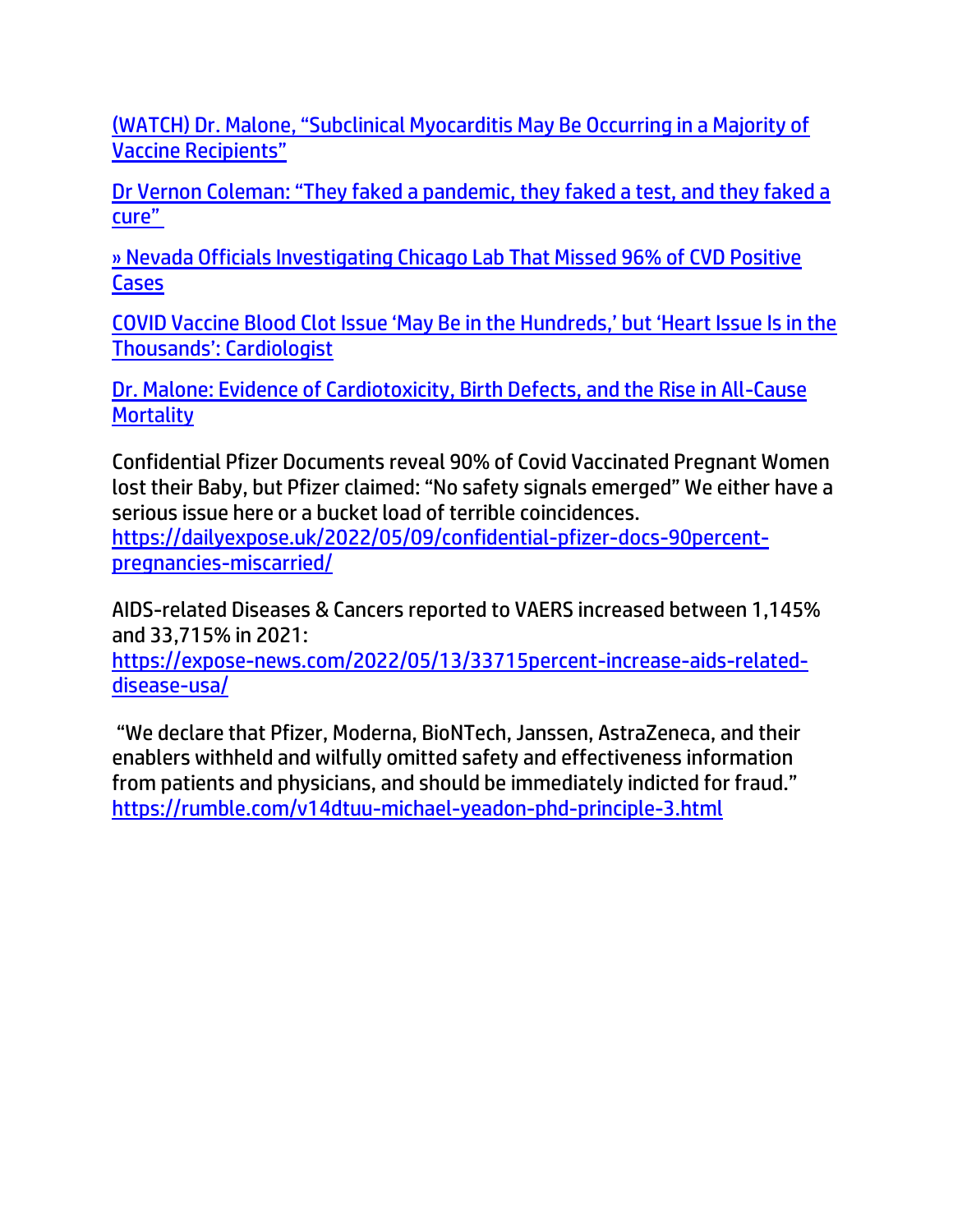[(WATCH) Dr. Malone, "Subclinical Myocarditis May Be Occurring in a Majority of Vaccine Recipients"]

[Dr Vernon Coleman: "They faked a pandemic, they faked a test, and they faked a cure"]

[» Nevada Officials Investigating Chicago Lab That Missed 96% of CVD Positive Cases]

[COVID Vaccine Blood Clot Issue 'May Be in the Hundreds,' but 'Heart Issue Is in the Thousands': Cardiologist]

[Dr. Malone: Evidence of Cardiotoxicity, Birth Defects, and the Rise in All-Cause Mortality]

Confidential Pfizer Documents reveal 90% of Covid Vaccinated Pregnant Women lost their Baby, but Pfizer claimed: "No safety signals emerged" We either have a serious issue here or a bucket load of terrible coincidences. https://dailyexpose.uk/2022/05/09/confidential-pfizer-docs-90percent-pregnancies-miscarried/

AIDS-related Diseases & Cancers reported to VAERS increased between 1,145% and 33,715% in 2021: https://expose-news.com/2022/05/13/33715percent-increase-aids-related-disease-usa/

"We declare that Pfizer, Moderna, BioNTech, Janssen, AstraZeneca, and their enablers withheld and wilfully omitted safety and effectiveness information from patients and physicians, and should be immediately indicted for fraud." https://rumble.com/v14dtuu-michael-yeadon-phd-principle-3.html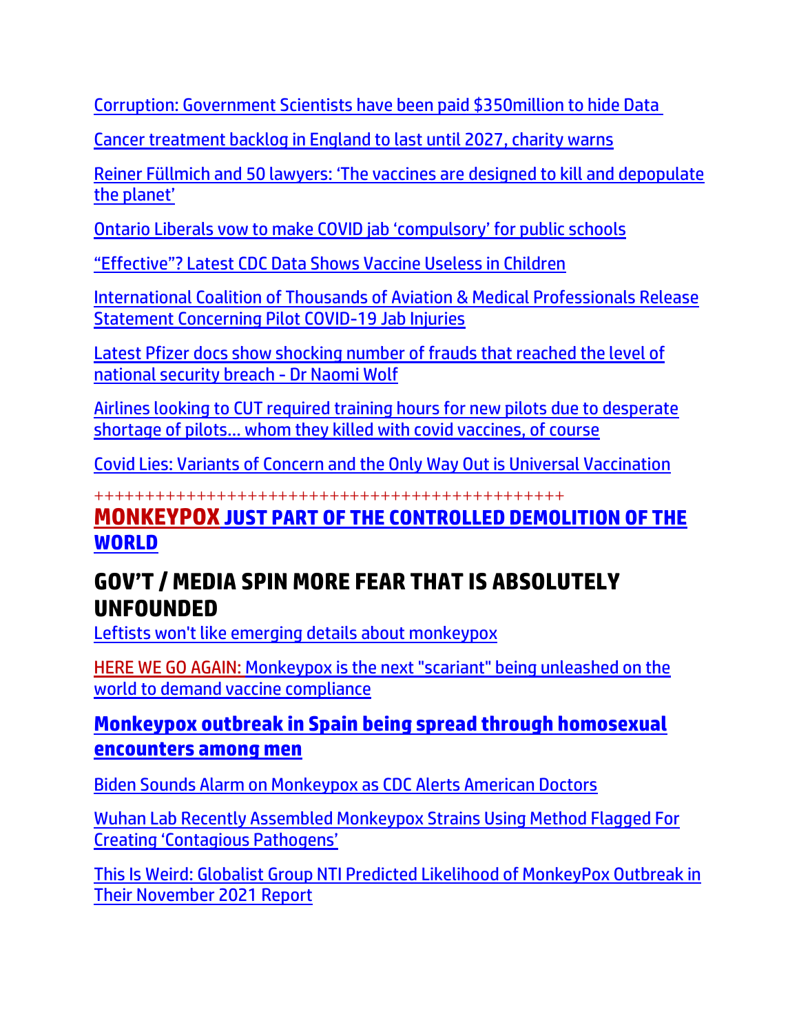Corruption: Government Scientists have been paid $350million to hide Data

Cancer treatment backlog in England to last until 2027, charity warns

Reiner Füllmich and 50 lawyers: 'The vaccines are designed to kill and depopulate the planet'

Ontario Liberals vow to make COVID jab 'compulsory' for public schools

"Effective"? Latest CDC Data Shows Vaccine Useless in Children

International Coalition of Thousands of Aviation & Medical Professionals Release Statement Concerning Pilot COVID-19 Jab Injuries

Latest Pfizer docs show shocking number of frauds that reached the level of national security breach - Dr Naomi Wolf

Airlines looking to CUT required training hours for new pilots due to desperate shortage of pilots… whom they killed with covid vaccines, of course

Covid Lies: Variants of Concern and the Only Way Out is Universal Vaccination

++++++++++++++++++++++++++++++++++++++++++++++

## MONKEYPOX JUST PART OF THE CONTROLLED DEMOLITION OF THE WORLD

## GOV'T / MEDIA SPIN MORE FEAR THAT IS ABSOLUTELY UNFOUNDED

Leftists won't like emerging details about monkeypox

HERE WE GO AGAIN: Monkeypox is the next "scariant" being unleashed on the world to demand vaccine compliance

**Monkeypox outbreak in Spain being spread through homosexual encounters among men**

Biden Sounds Alarm on Monkeypox as CDC Alerts American Doctors

Wuhan Lab Recently Assembled Monkeypox Strains Using Method Flagged For Creating 'Contagious Pathogens'

This Is Weird: Globalist Group NTI Predicted Likelihood of MonkeyPox Outbreak in Their November 2021 Report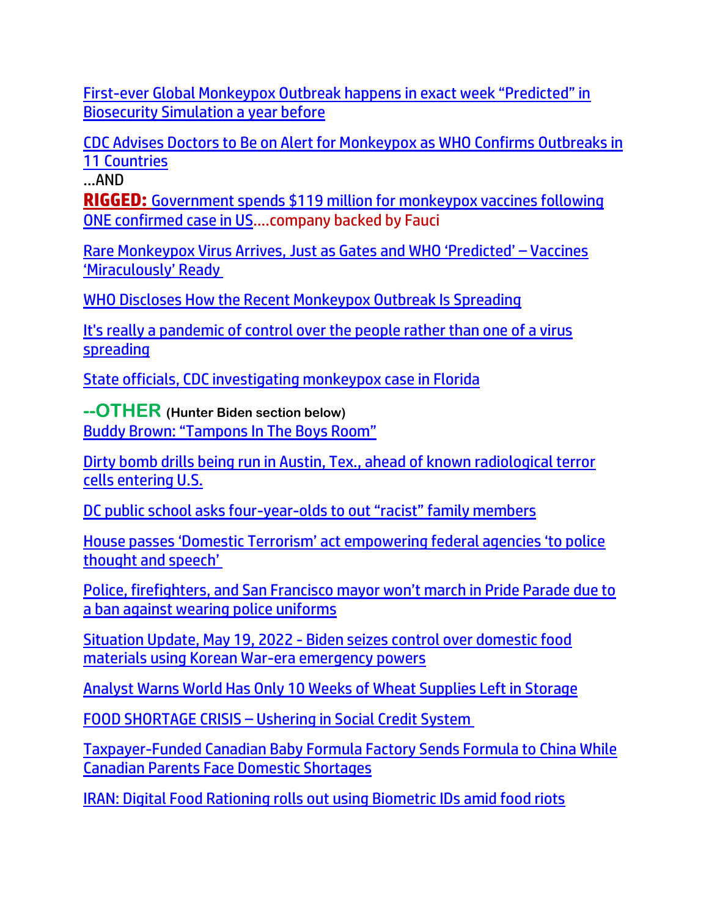First-ever Global Monkeypox Outbreak happens in exact week "Predicted" in Biosecurity Simulation a year before

CDC Advises Doctors to Be on Alert for Monkeypox as WHO Confirms Outbreaks in 11 Countries

…AND

**RIGGED:** Government spends $119 million for monkeypox vaccines following ONE confirmed case in US….company backed by Fauci

Rare Monkeypox Virus Arrives, Just as Gates and WHO 'Predicted' – Vaccines 'Miraculously' Ready

WHO Discloses How the Recent Monkeypox Outbreak Is Spreading

It's really a pandemic of control over the people rather than one of a virus spreading

State officials, CDC investigating monkeypox case in Florida

**--OTHER** **(Hunter Biden section below)**

Buddy Brown: "Tampons In The Boys Room"

Dirty bomb drills being run in Austin, Tex., ahead of known radiological terror cells entering U.S.

DC public school asks four-year-olds to out "racist" family members

House passes 'Domestic Terrorism' act empowering federal agencies 'to police thought and speech'

Police, firefighters, and San Francisco mayor won't march in Pride Parade due to a ban against wearing police uniforms

Situation Update, May 19, 2022 - Biden seizes control over domestic food materials using Korean War-era emergency powers

Analyst Warns World Has Only 10 Weeks of Wheat Supplies Left in Storage

FOOD SHORTAGE CRISIS – Ushering in Social Credit System

Taxpayer-Funded Canadian Baby Formula Factory Sends Formula to China While Canadian Parents Face Domestic Shortages

IRAN: Digital Food Rationing rolls out using Biometric IDs amid food riots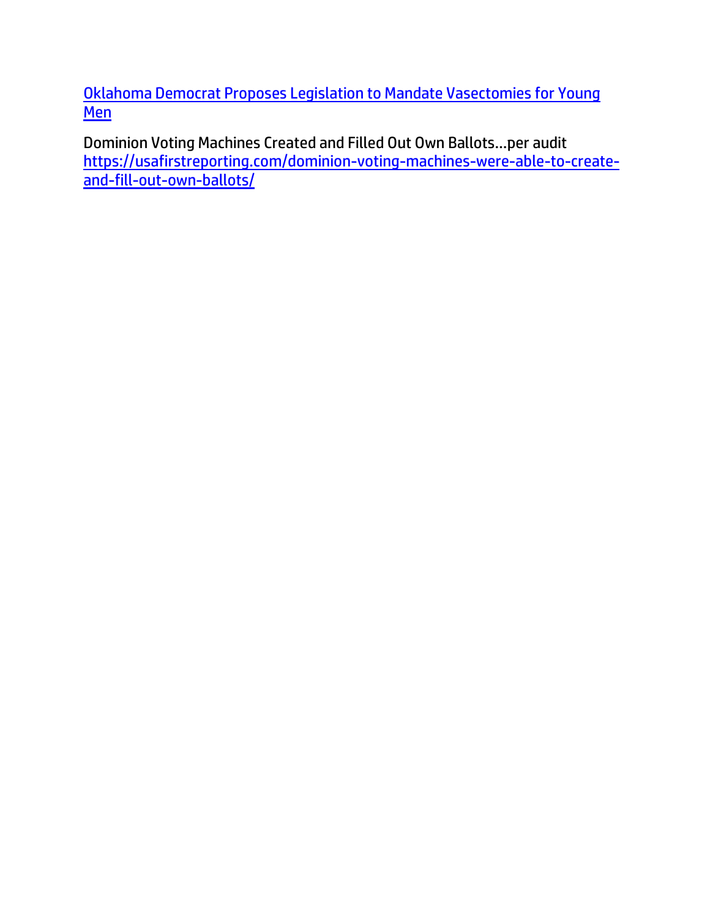[Oklahoma Democrat Proposes Legislation to Mandate Vasectomies for Young Men]

Dominion Voting Machines Created and Filled Out Own Ballots…per audit
https://usafirstreporting.com/dominion-voting-machines-were-able-to-create-and-fill-out-own-ballots/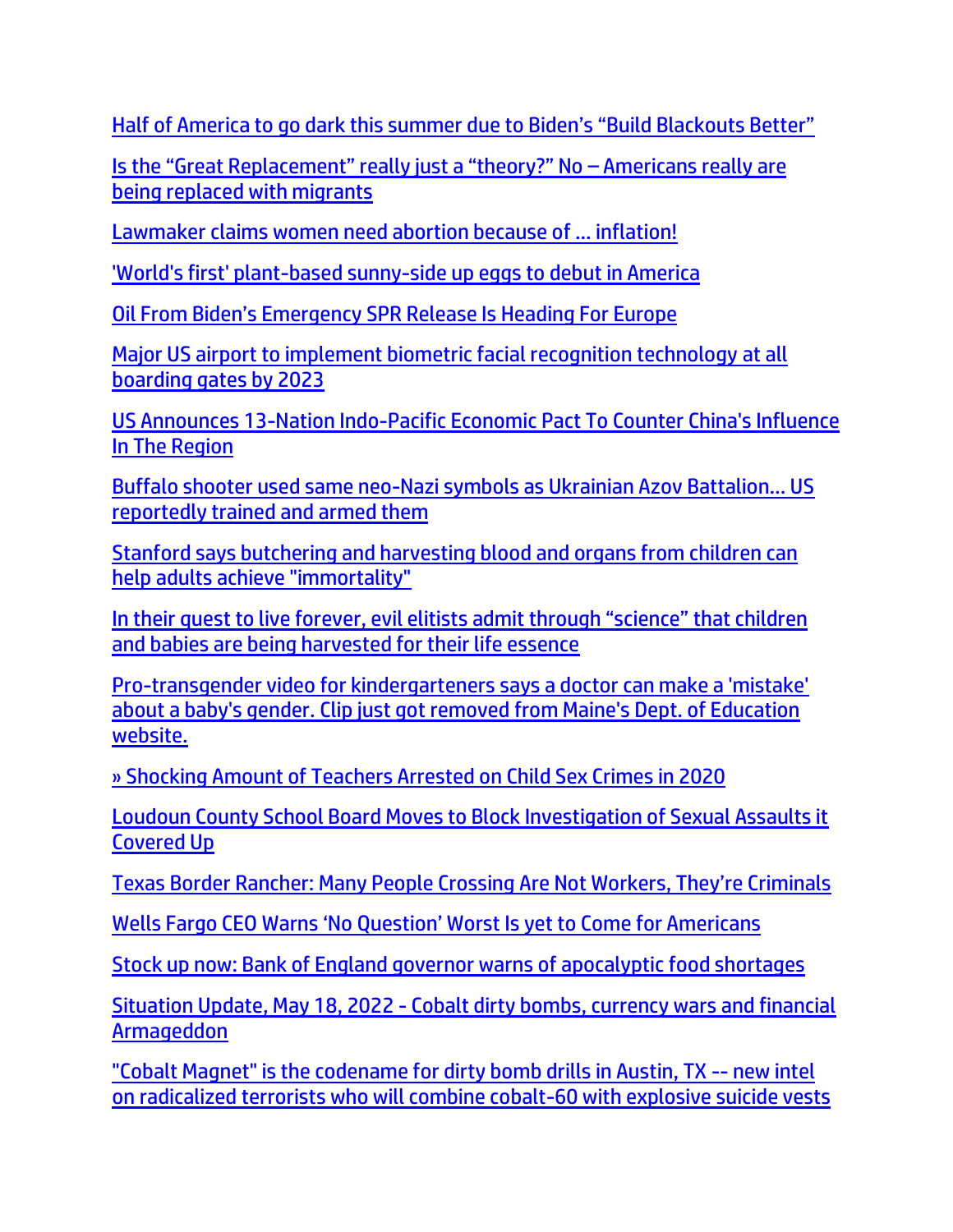Half of America to go dark this summer due to Biden's "Build Blackouts Better"

Is the "Great Replacement" really just a "theory?" No – Americans really are being replaced with migrants

Lawmaker claims women need abortion because of … inflation!

'World's first' plant-based sunny-side up eggs to debut in America

Oil From Biden's Emergency SPR Release Is Heading For Europe

Major US airport to implement biometric facial recognition technology at all boarding gates by 2023

US Announces 13-Nation Indo-Pacific Economic Pact To Counter China's Influence In The Region

Buffalo shooter used same neo-Nazi symbols as Ukrainian Azov Battalion… US reportedly trained and armed them

Stanford says butchering and harvesting blood and organs from children can help adults achieve "immortality"

In their quest to live forever, evil elitists admit through "science" that children and babies are being harvested for their life essence

Pro-transgender video for kindergarteners says a doctor can make a 'mistake' about a baby's gender. Clip just got removed from Maine's Dept. of Education website.

» Shocking Amount of Teachers Arrested on Child Sex Crimes in 2020

Loudoun County School Board Moves to Block Investigation of Sexual Assaults it Covered Up

Texas Border Rancher: Many People Crossing Are Not Workers, They're Criminals

Wells Fargo CEO Warns 'No Question' Worst Is yet to Come for Americans

Stock up now: Bank of England governor warns of apocalyptic food shortages

Situation Update, May 18, 2022 - Cobalt dirty bombs, currency wars and financial Armageddon

"Cobalt Magnet" is the codename for dirty bomb drills in Austin, TX -- new intel on radicalized terrorists who will combine cobalt-60 with explosive suicide vests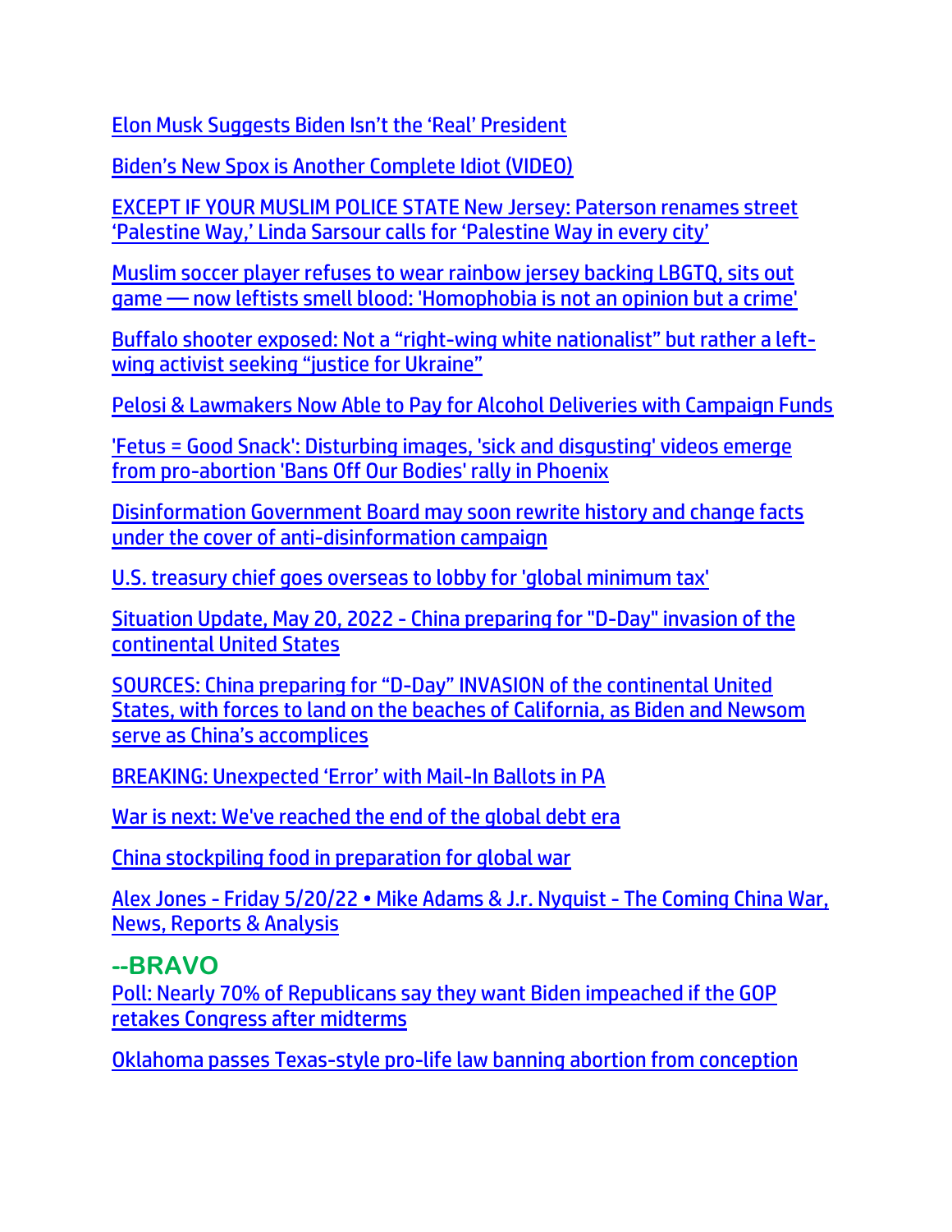Elon Musk Suggests Biden Isn't the 'Real' President

Biden's New Spox is Another Complete Idiot (VIDEO)

EXCEPT IF YOUR MUSLIM POLICE STATE New Jersey: Paterson renames street 'Palestine Way,' Linda Sarsour calls for 'Palestine Way in every city'

Muslim soccer player refuses to wear rainbow jersey backing LBGTQ, sits out game — now leftists smell blood: 'Homophobia is not an opinion but a crime'

Buffalo shooter exposed: Not a "right-wing white nationalist" but rather a left-wing activist seeking "justice for Ukraine"

Pelosi & Lawmakers Now Able to Pay for Alcohol Deliveries with Campaign Funds

'Fetus = Good Snack': Disturbing images, 'sick and disgusting' videos emerge from pro-abortion 'Bans Off Our Bodies' rally in Phoenix

Disinformation Government Board may soon rewrite history and change facts under the cover of anti-disinformation campaign

U.S. treasury chief goes overseas to lobby for 'global minimum tax'

Situation Update, May 20, 2022 - China preparing for "D-Day" invasion of the continental United States

SOURCES: China preparing for "D-Day" INVASION of the continental United States, with forces to land on the beaches of California, as Biden and Newsom serve as China's accomplices

BREAKING: Unexpected 'Error' with Mail-In Ballots in PA

War is next: We've reached the end of the global debt era

China stockpiling food in preparation for global war

Alex Jones - Friday 5/20/22 • Mike Adams & J.r. Nyquist - The Coming China War, News, Reports & Analysis

## --BRAVO

Poll: Nearly 70% of Republicans say they want Biden impeached if the GOP retakes Congress after midterms

Oklahoma passes Texas-style pro-life law banning abortion from conception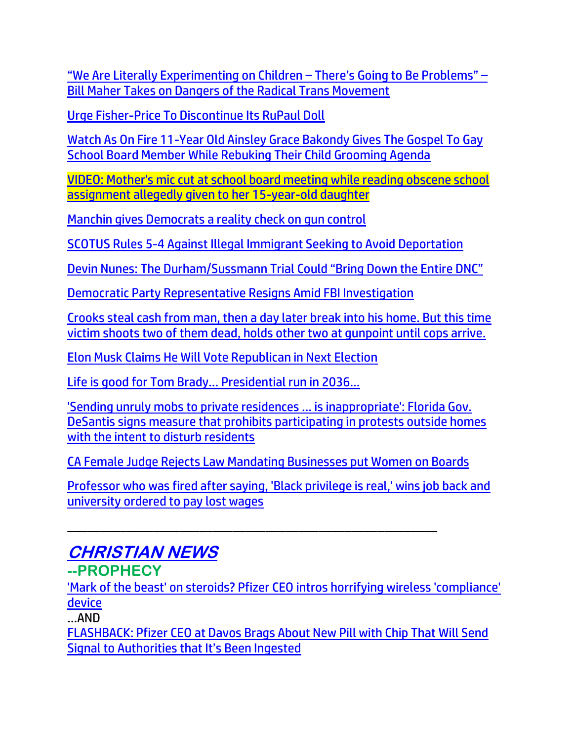"We Are Literally Experimenting on Children – There's Going to Be Problems" – Bill Maher Takes on Dangers of the Radical Trans Movement

Urge Fisher-Price To Discontinue Its RuPaul Doll

Watch As On Fire 11-Year Old Ainsley Grace Bakondy Gives The Gospel To Gay School Board Member While Rebuking Their Child Grooming Agenda

VIDEO: Mother's mic cut at school board meeting while reading obscene school assignment allegedly given to her 15-year-old daughter

Manchin gives Democrats a reality check on gun control

SCOTUS Rules 5-4 Against Illegal Immigrant Seeking to Avoid Deportation

Devin Nunes: The Durham/Sussmann Trial Could "Bring Down the Entire DNC"

Democratic Party Representative Resigns Amid FBI Investigation

Crooks steal cash from man, then a day later break into his home. But this time victim shoots two of them dead, holds other two at gunpoint until cops arrive.

Elon Musk Claims He Will Vote Republican in Next Election

Life is good for Tom Brady… Presidential run in 2036…

'Sending unruly mobs to private residences … is inappropriate': Florida Gov. DeSantis signs measure that prohibits participating in protests outside homes with the intent to disturb residents

CA Female Judge Rejects Law Mandating Businesses put Women on Boards

Professor who was fired after saying, 'Black privilege is real,' wins job back and university ordered to pay lost wages

---

## *CHRISTIAN NEWS*

### --PROPHECY

'Mark of the beast' on steroids? Pfizer CEO intros horrifying wireless 'compliance' device

…AND

FLASHBACK: Pfizer CEO at Davos Brags About New Pill with Chip That Will Send Signal to Authorities that It's Been Ingested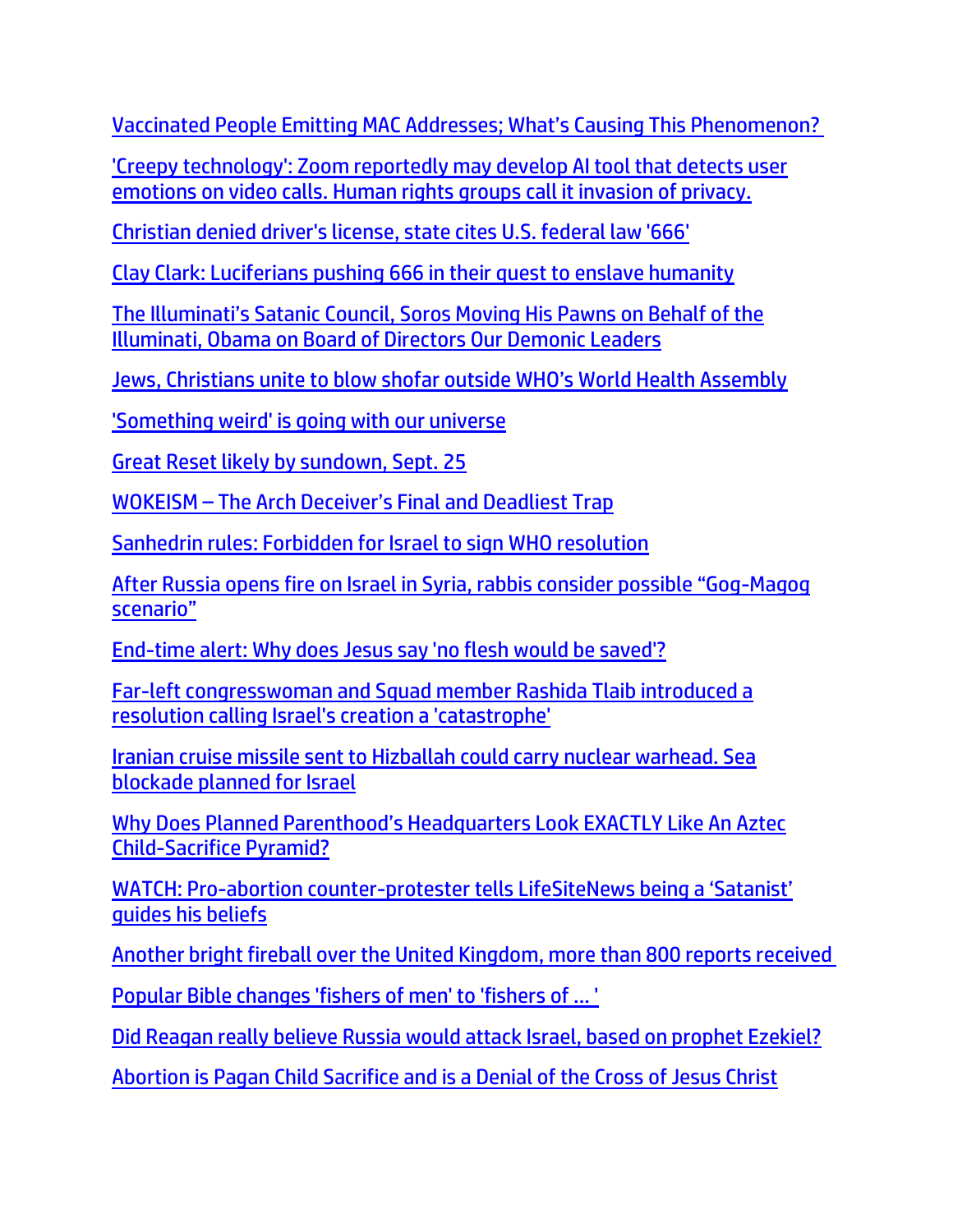Vaccinated People Emitting MAC Addresses; What's Causing This Phenomenon?

'Creepy technology': Zoom reportedly may develop AI tool that detects user emotions on video calls. Human rights groups call it invasion of privacy.

Christian denied driver's license, state cites U.S. federal law '666'

Clay Clark: Luciferians pushing 666 in their quest to enslave humanity

The Illuminati's Satanic Council, Soros Moving His Pawns on Behalf of the Illuminati, Obama on Board of Directors Our Demonic Leaders

Jews, Christians unite to blow shofar outside WHO's World Health Assembly

'Something weird' is going with our universe

Great Reset likely by sundown, Sept. 25

WOKEISM – The Arch Deceiver's Final and Deadliest Trap

Sanhedrin rules: Forbidden for Israel to sign WHO resolution

After Russia opens fire on Israel in Syria, rabbis consider possible "Gog-Magog scenario"

End-time alert: Why does Jesus say 'no flesh would be saved'?

Far-left congresswoman and Squad member Rashida Tlaib introduced a resolution calling Israel's creation a 'catastrophe'

Iranian cruise missile sent to Hizballah could carry nuclear warhead. Sea blockade planned for Israel

Why Does Planned Parenthood's Headquarters Look EXACTLY Like An Aztec Child-Sacrifice Pyramid?

WATCH: Pro-abortion counter-protester tells LifeSiteNews being a 'Satanist' guides his beliefs

Another bright fireball over the United Kingdom, more than 800 reports received

Popular Bible changes 'fishers of men' to 'fishers of ... '

Did Reagan really believe Russia would attack Israel, based on prophet Ezekiel?

Abortion is Pagan Child Sacrifice and is a Denial of the Cross of Jesus Christ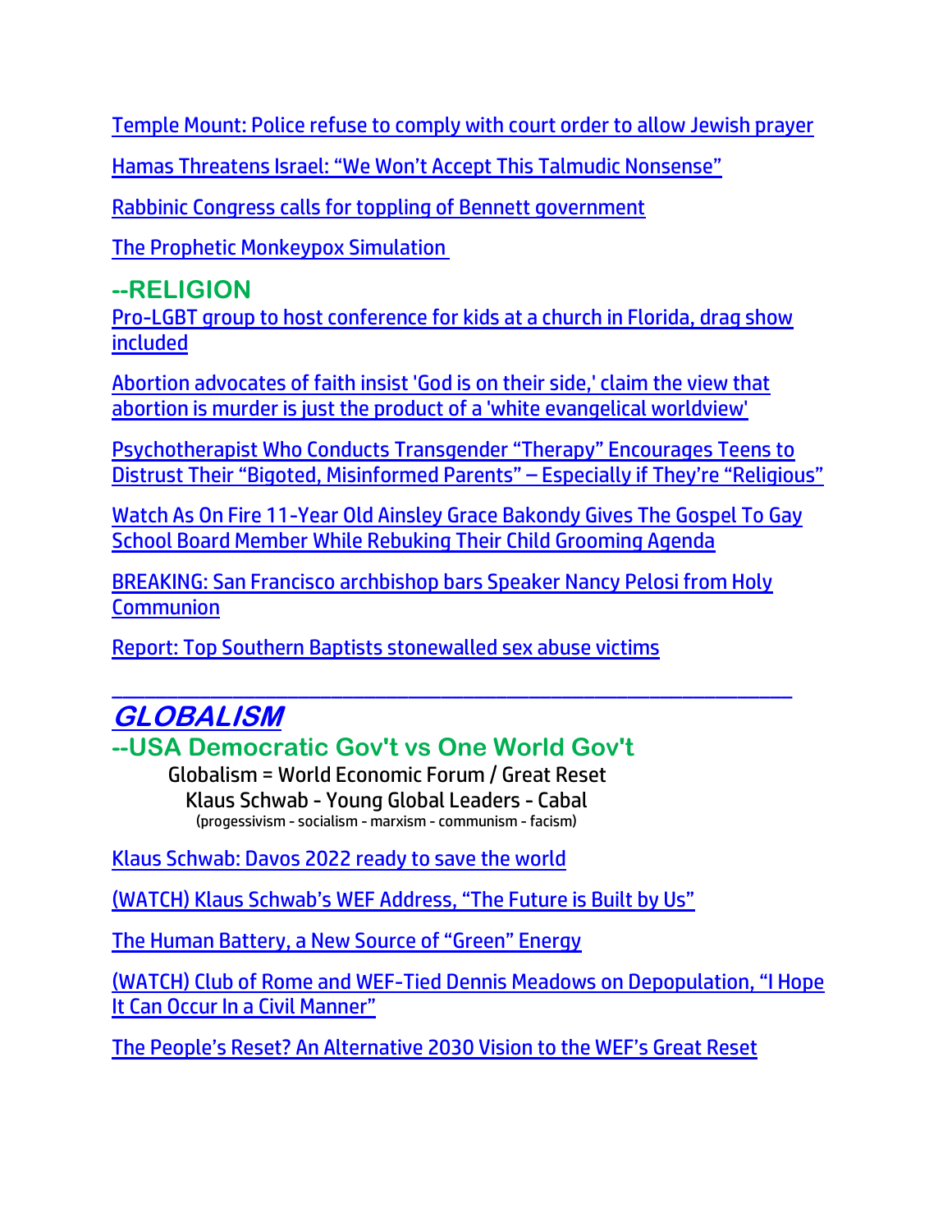Temple Mount: Police refuse to comply with court order to allow Jewish prayer

Hamas Threatens Israel: “We Won’t Accept This Talmudic Nonsense”

Rabbinic Congress calls for toppling of Bennett government

The Prophetic Monkeypox Simulation

## --RELIGION

Pro-LGBT group to host conference for kids at a church in Florida, drag show included

Abortion advocates of faith insist 'God is on their side,' claim the view that abortion is murder is just the product of a 'white evangelical worldview'

Psychotherapist Who Conducts Transgender “Therapy” Encourages Teens to Distrust Their “Bigoted, Misinformed Parents” – Especially if They’re “Religious”

Watch As On Fire 11-Year Old Ainsley Grace Bakondy Gives The Gospel To Gay School Board Member While Rebuking Their Child Grooming Agenda

BREAKING: San Francisco archbishop bars Speaker Nancy Pelosi from Holy Communion

Report: Top Southern Baptists stonewalled sex abuse victims

---

# GLOBALISM

## --USA Democratic Gov't vs One World Gov't

Globalism = World Economic Forum / Great Reset

Klaus Schwab - Young Global Leaders - Cabal

(progessivism - socialism - marxism - communism - facism)

Klaus Schwab: Davos 2022 ready to save the world

(WATCH) Klaus Schwab’s WEF Address, “The Future is Built by Us”

The Human Battery, a New Source of “Green” Energy

(WATCH) Club of Rome and WEF-Tied Dennis Meadows on Depopulation, “I Hope It Can Occur In a Civil Manner”

The People’s Reset? An Alternative 2030 Vision to the WEF’s Great Reset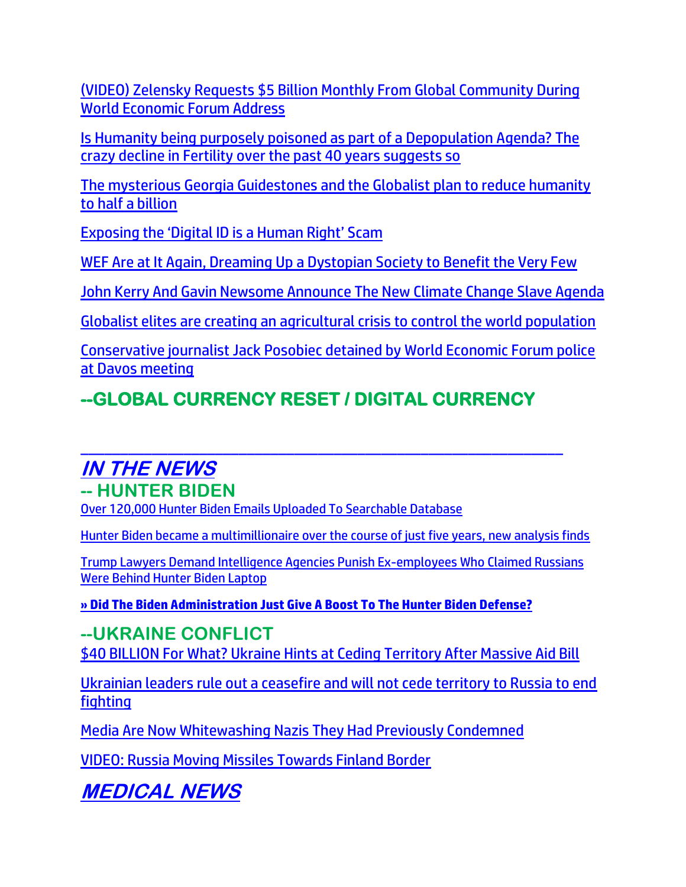(VIDEO) Zelensky Requests $5 Billion Monthly From Global Community During World Economic Forum Address

Is Humanity being purposely poisoned as part of a Depopulation Agenda? The crazy decline in Fertility over the past 40 years suggests so

The mysterious Georgia Guidestones and the Globalist plan to reduce humanity to half a billion

Exposing the 'Digital ID is a Human Right' Scam

WEF Are at It Again, Dreaming Up a Dystopian Society to Benefit the Very Few

John Kerry And Gavin Newsome Announce The New Climate Change Slave Agenda

Globalist elites are creating an agricultural crisis to control the world population

Conservative journalist Jack Posobiec detained by World Economic Forum police at Davos meeting

## --GLOBAL CURRENCY RESET / DIGITAL CURRENCY

---

## *IN THE NEWS*

### -- HUNTER BIDEN

Over 120,000 Hunter Biden Emails Uploaded To Searchable Database

Hunter Biden became a multimillionaire over the course of just five years, new analysis finds

Trump Lawyers Demand Intelligence Agencies Punish Ex-employees Who Claimed Russians Were Behind Hunter Biden Laptop

**» Did The Biden Administration Just Give A Boost To The Hunter Biden Defense?**

### --UKRAINE CONFLICT

$40 BILLION For What? Ukraine Hints at Ceding Territory After Massive Aid Bill

Ukrainian leaders rule out a ceasefire and will not cede territory to Russia to end fighting

Media Are Now Whitewashing Nazis They Had Previously Condemned

VIDEO: Russia Moving Missiles Towards Finland Border

## *MEDICAL NEWS*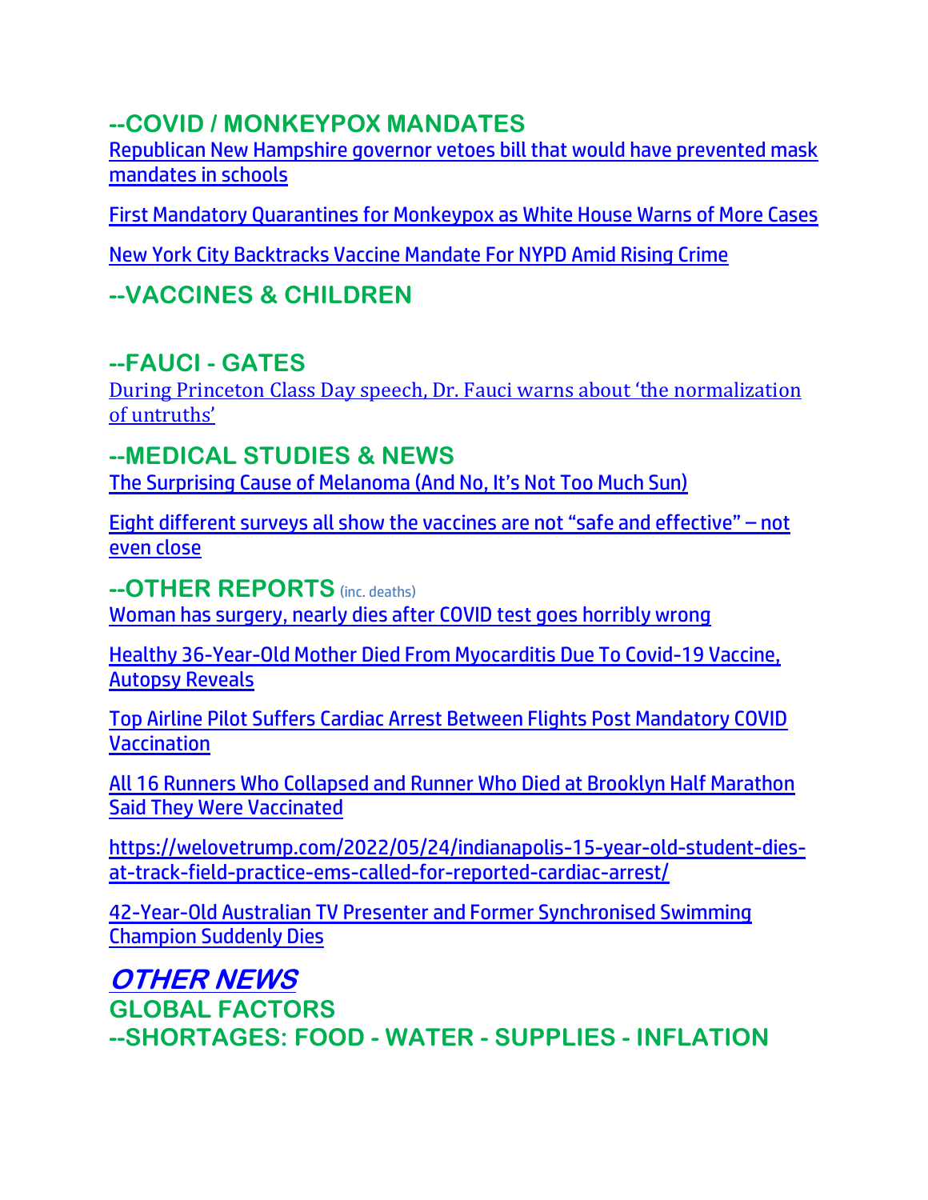## --COVID / MONKEYPOX MANDATES

Republican New Hampshire governor vetoes bill that would have prevented mask mandates in schools

First Mandatory Quarantines for Monkeypox as White House Warns of More Cases

New York City Backtracks Vaccine Mandate For NYPD Amid Rising Crime

## --VACCINES & CHILDREN

## --FAUCI - GATES

During Princeton Class Day speech, Dr. Fauci warns about 'the normalization of untruths'

## --MEDICAL STUDIES & NEWS

The Surprising Cause of Melanoma (And No, It's Not Too Much Sun)

Eight different surveys all show the vaccines are not "safe and effective" – not even close

## --OTHER REPORTS (inc. deaths)

Woman has surgery, nearly dies after COVID test goes horribly wrong

Healthy 36-Year-Old Mother Died From Myocarditis Due To Covid-19 Vaccine, Autopsy Reveals

Top Airline Pilot Suffers Cardiac Arrest Between Flights Post Mandatory COVID Vaccination

All 16 Runners Who Collapsed and Runner Who Died at Brooklyn Half Marathon Said They Were Vaccinated

https://welovetrump.com/2022/05/24/indianapolis-15-year-old-student-dies-at-track-field-practice-ems-called-for-reported-cardiac-arrest/

42-Year-Old Australian TV Presenter and Former Synchronised Swimming Champion Suddenly Dies

# *OTHER NEWS*

## GLOBAL FACTORS

## --SHORTAGES: FOOD - WATER - SUPPLIES - INFLATION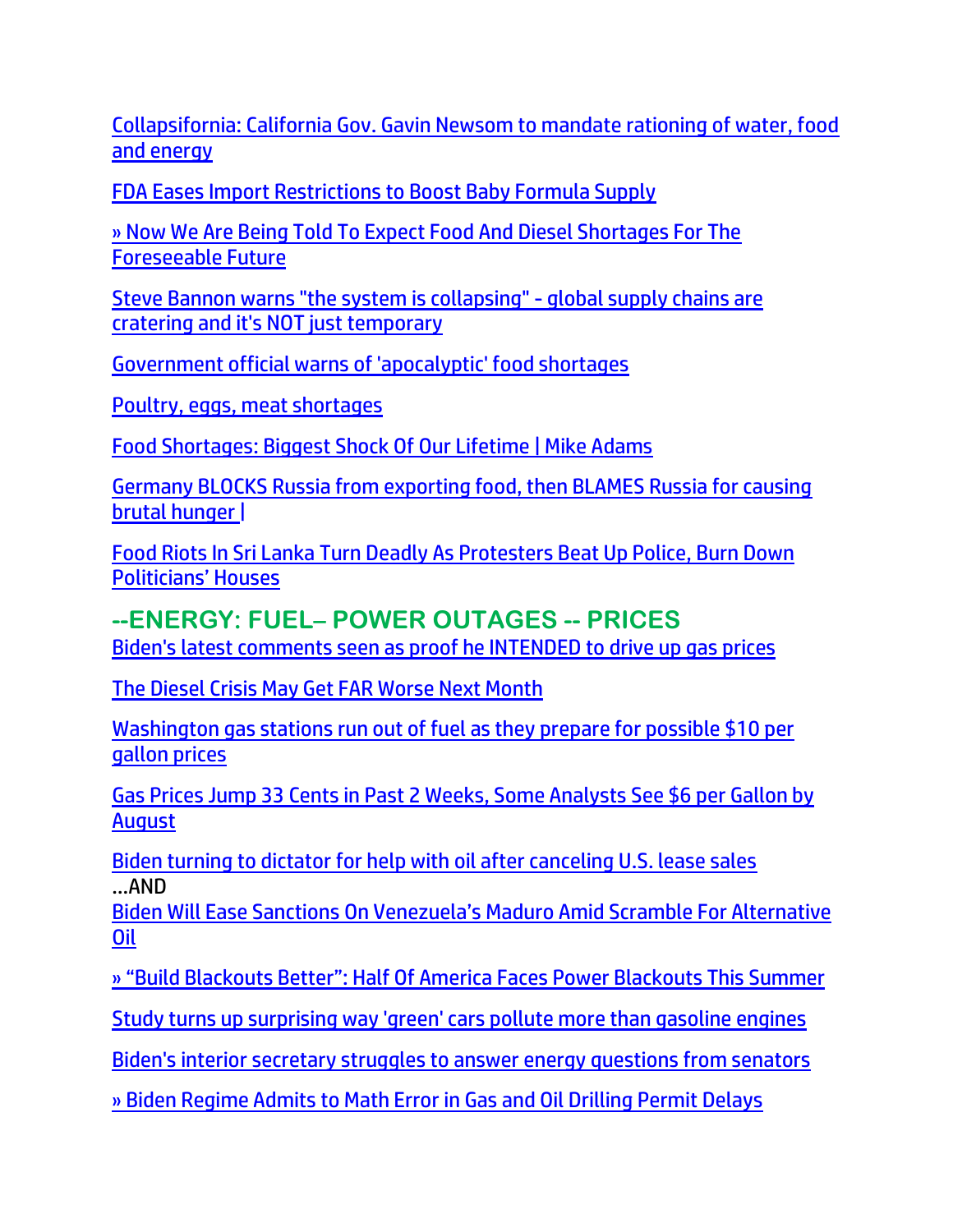Collapsifornia: California Gov. Gavin Newsom to mandate rationing of water, food and energy

FDA Eases Import Restrictions to Boost Baby Formula Supply

» Now We Are Being Told To Expect Food And Diesel Shortages For The Foreseeable Future

Steve Bannon warns "the system is collapsing" - global supply chains are cratering and it's NOT just temporary

Government official warns of 'apocalyptic' food shortages

Poultry, eggs, meat shortages

Food Shortages: Biggest Shock Of Our Lifetime | Mike Adams

Germany BLOCKS Russia from exporting food, then BLAMES Russia for causing brutal hunger |

Food Riots In Sri Lanka Turn Deadly As Protesters Beat Up Police, Burn Down Politicians' Houses

## --ENERGY: FUEL– POWER OUTAGES -- PRICES

Biden's latest comments seen as proof he INTENDED to drive up gas prices

The Diesel Crisis May Get FAR Worse Next Month

Washington gas stations run out of fuel as they prepare for possible $10 per gallon prices

Gas Prices Jump 33 Cents in Past 2 Weeks, Some Analysts See $6 per Gallon by August

Biden turning to dictator for help with oil after canceling U.S. lease sales
...AND
Biden Will Ease Sanctions On Venezuela's Maduro Amid Scramble For Alternative Oil

» "Build Blackouts Better": Half Of America Faces Power Blackouts This Summer

Study turns up surprising way 'green' cars pollute more than gasoline engines

Biden's interior secretary struggles to answer energy questions from senators

» Biden Regime Admits to Math Error in Gas and Oil Drilling Permit Delays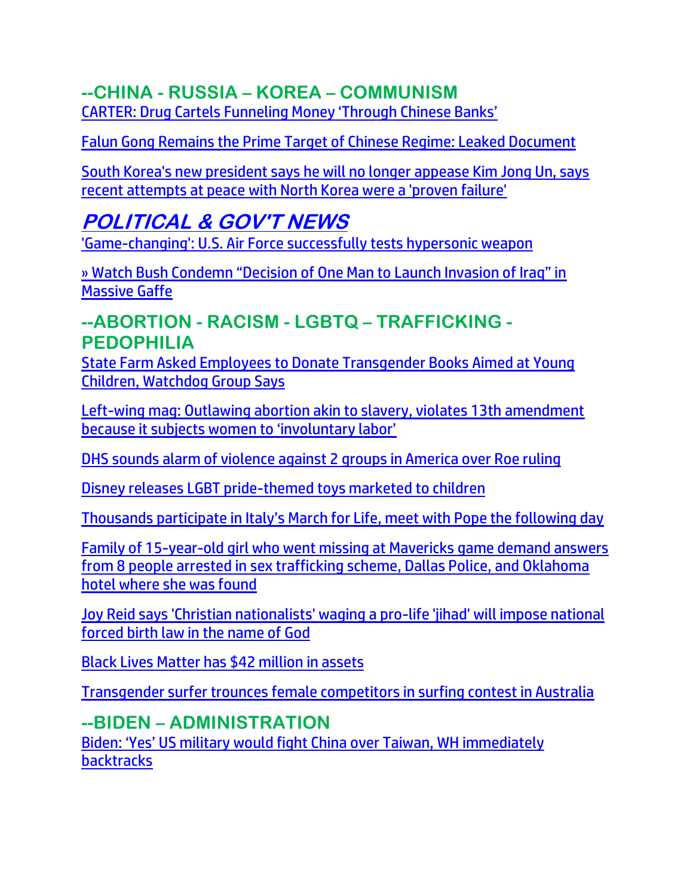## --CHINA - RUSSIA – KOREA – COMMUNISM

CARTER: Drug Cartels Funneling Money 'Through Chinese Banks'

Falun Gong Remains the Prime Target of Chinese Regime: Leaked Document

South Korea's new president says he will no longer appease Kim Jong Un, says recent attempts at peace with North Korea were a 'proven failure'

# *POLITICAL & GOV'T NEWS*

'Game-changing': U.S. Air Force successfully tests hypersonic weapon

» Watch Bush Condemn "Decision of One Man to Launch Invasion of Iraq" in Massive Gaffe

## --ABORTION - RACISM - LGBTQ – TRAFFICKING - PEDOPHILIA

State Farm Asked Employees to Donate Transgender Books Aimed at Young Children, Watchdog Group Says

Left-wing mag: Outlawing abortion akin to slavery, violates 13th amendment because it subjects women to 'involuntary labor'

DHS sounds alarm of violence against 2 groups in America over Roe ruling

Disney releases LGBT pride-themed toys marketed to children

Thousands participate in Italy's March for Life, meet with Pope the following day

Family of 15-year-old girl who went missing at Mavericks game demand answers from 8 people arrested in sex trafficking scheme, Dallas Police, and Oklahoma hotel where she was found

Joy Reid says 'Christian nationalists' waging a pro-life 'jihad' will impose national forced birth law in the name of God

Black Lives Matter has $42 million in assets

Transgender surfer trounces female competitors in surfing contest in Australia

## --BIDEN – ADMINISTRATION

Biden: 'Yes' US military would fight China over Taiwan, WH immediately backtracks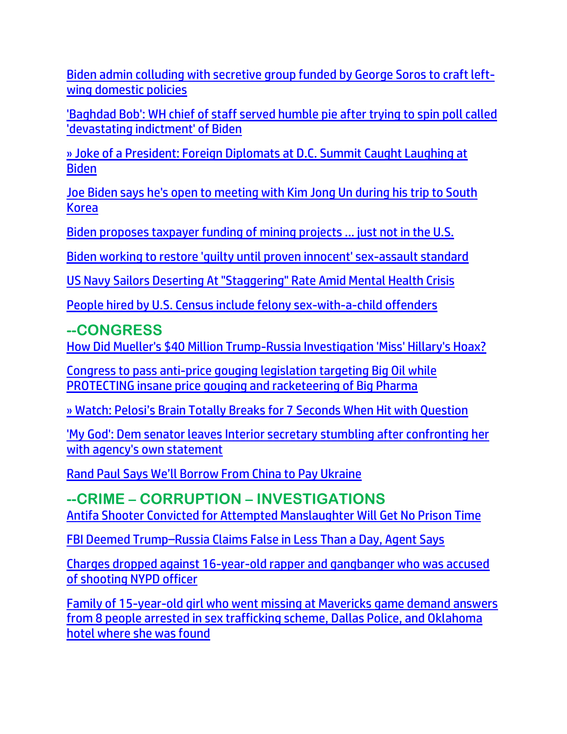Biden admin colluding with secretive group funded by George Soros to craft left-wing domestic policies

'Baghdad Bob': WH chief of staff served humble pie after trying to spin poll called 'devastating indictment' of Biden

» Joke of a President: Foreign Diplomats at D.C. Summit Caught Laughing at Biden

Joe Biden says he's open to meeting with Kim Jong Un during his trip to South Korea

Biden proposes taxpayer funding of mining projects … just not in the U.S.

Biden working to restore 'guilty until proven innocent' sex-assault standard

US Navy Sailors Deserting At "Staggering" Rate Amid Mental Health Crisis

People hired by U.S. Census include felony sex-with-a-child offenders

## --CONGRESS

How Did Mueller's $40 Million Trump-Russia Investigation 'Miss' Hillary's Hoax?

Congress to pass anti-price gouging legislation targeting Big Oil while PROTECTING insane price gouging and racketeering of Big Pharma

» Watch: Pelosi's Brain Totally Breaks for 7 Seconds When Hit with Question

'My God': Dem senator leaves Interior secretary stumbling after confronting her with agency's own statement

Rand Paul Says We'll Borrow From China to Pay Ukraine

## --CRIME – CORRUPTION – INVESTIGATIONS

Antifa Shooter Convicted for Attempted Manslaughter Will Get No Prison Time

FBI Deemed Trump–Russia Claims False in Less Than a Day, Agent Says

Charges dropped against 16-year-old rapper and gangbanger who was accused of shooting NYPD officer

Family of 15-year-old girl who went missing at Mavericks game demand answers from 8 people arrested in sex trafficking scheme, Dallas Police, and Oklahoma hotel where she was found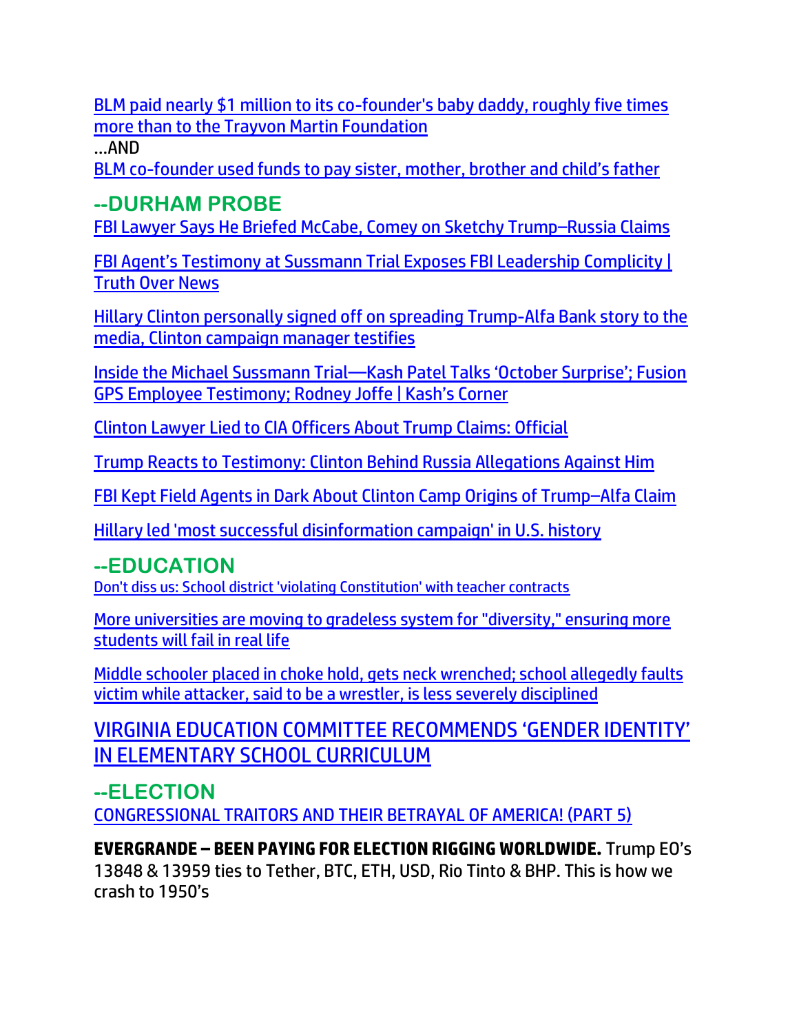BLM paid nearly $1 million to its co-founder's baby daddy, roughly five times more than to the Trayvon Martin Foundation

…AND

BLM co-founder used funds to pay sister, mother, brother and child's father

## --DURHAM PROBE

FBI Lawyer Says He Briefed McCabe, Comey on Sketchy Trump–Russia Claims

FBI Agent's Testimony at Sussmann Trial Exposes FBI Leadership Complicity | Truth Over News

Hillary Clinton personally signed off on spreading Trump-Alfa Bank story to the media, Clinton campaign manager testifies

Inside the Michael Sussmann Trial—Kash Patel Talks 'October Surprise'; Fusion GPS Employee Testimony; Rodney Joffe | Kash's Corner

Clinton Lawyer Lied to CIA Officers About Trump Claims: Official

Trump Reacts to Testimony: Clinton Behind Russia Allegations Against Him

FBI Kept Field Agents in Dark About Clinton Camp Origins of Trump–Alfa Claim

Hillary led 'most successful disinformation campaign' in U.S. history

## --EDUCATION

Don't diss us: School district 'violating Constitution' with teacher contracts

More universities are moving to gradeless system for "diversity," ensuring more students will fail in real life

Middle schooler placed in choke hold, gets neck wrenched; school allegedly faults victim while attacker, said to be a wrestler, is less severely disciplined

VIRGINIA EDUCATION COMMITTEE RECOMMENDS 'GENDER IDENTITY' IN ELEMENTARY SCHOOL CURRICULUM

## --ELECTION

CONGRESSIONAL TRAITORS AND THEIR BETRAYAL OF AMERICA! (PART 5)

**EVERGRANDE – BEEN PAYING FOR ELECTION RIGGING WORLDWIDE.** Trump EO's 13848 & 13959 ties to Tether, BTC, ETH, USD, Rio Tinto & BHP. This is how we crash to 1950's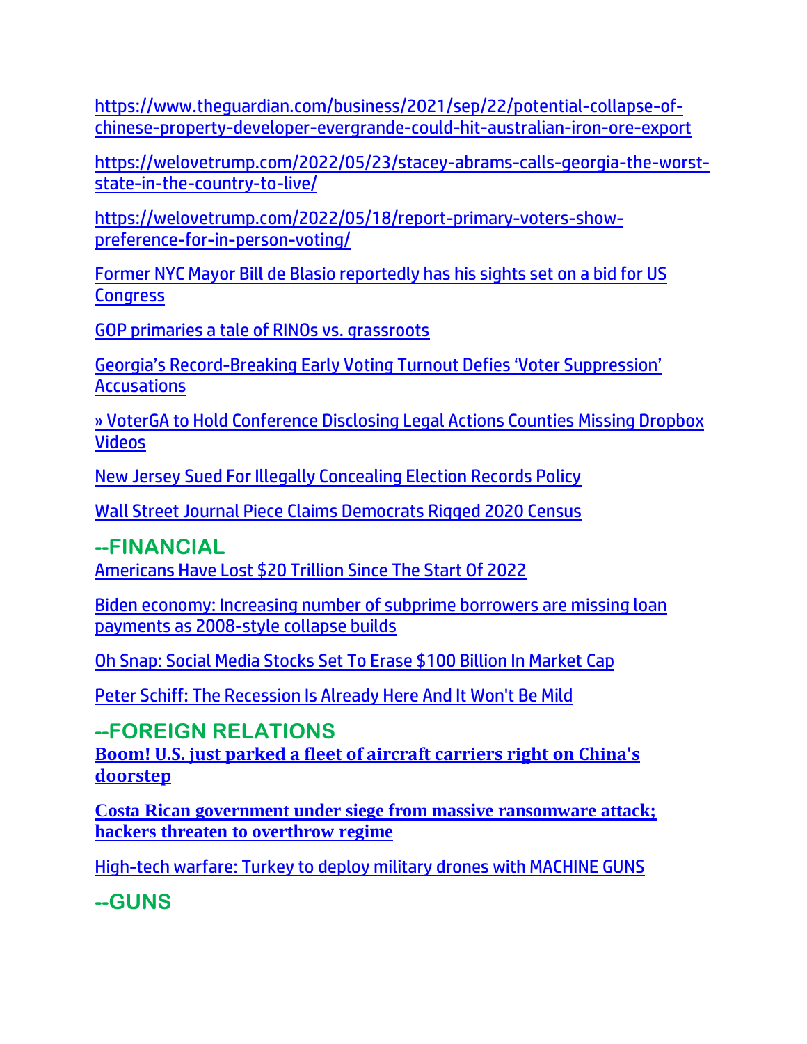https://www.theguardian.com/business/2021/sep/22/potential-collapse-of-chinese-property-developer-evergrande-could-hit-australian-iron-ore-export

https://welovetrump.com/2022/05/23/stacey-abrams-calls-georgia-the-worst-state-in-the-country-to-live/

https://welovetrump.com/2022/05/18/report-primary-voters-show-preference-for-in-person-voting/

Former NYC Mayor Bill de Blasio reportedly has his sights set on a bid for US Congress

GOP primaries a tale of RINOs vs. grassroots

Georgia's Record-Breaking Early Voting Turnout Defies 'Voter Suppression' Accusations

» VoterGA to Hold Conference Disclosing Legal Actions Counties Missing Dropbox Videos

New Jersey Sued For Illegally Concealing Election Records Policy

Wall Street Journal Piece Claims Democrats Rigged 2020 Census

## --FINANCIAL

Americans Have Lost $20 Trillion Since The Start Of 2022

Biden economy: Increasing number of subprime borrowers are missing loan payments as 2008-style collapse builds

Oh Snap: Social Media Stocks Set To Erase $100 Billion In Market Cap

Peter Schiff: The Recession Is Already Here And It Won't Be Mild

## --FOREIGN RELATIONS

**Boom! U.S. just parked a fleet of aircraft carriers right on China's doorstep**

**Costa Rican government under siege from massive ransomware attack; hackers threaten to overthrow regime**

High-tech warfare: Turkey to deploy military drones with MACHINE GUNS

## --GUNS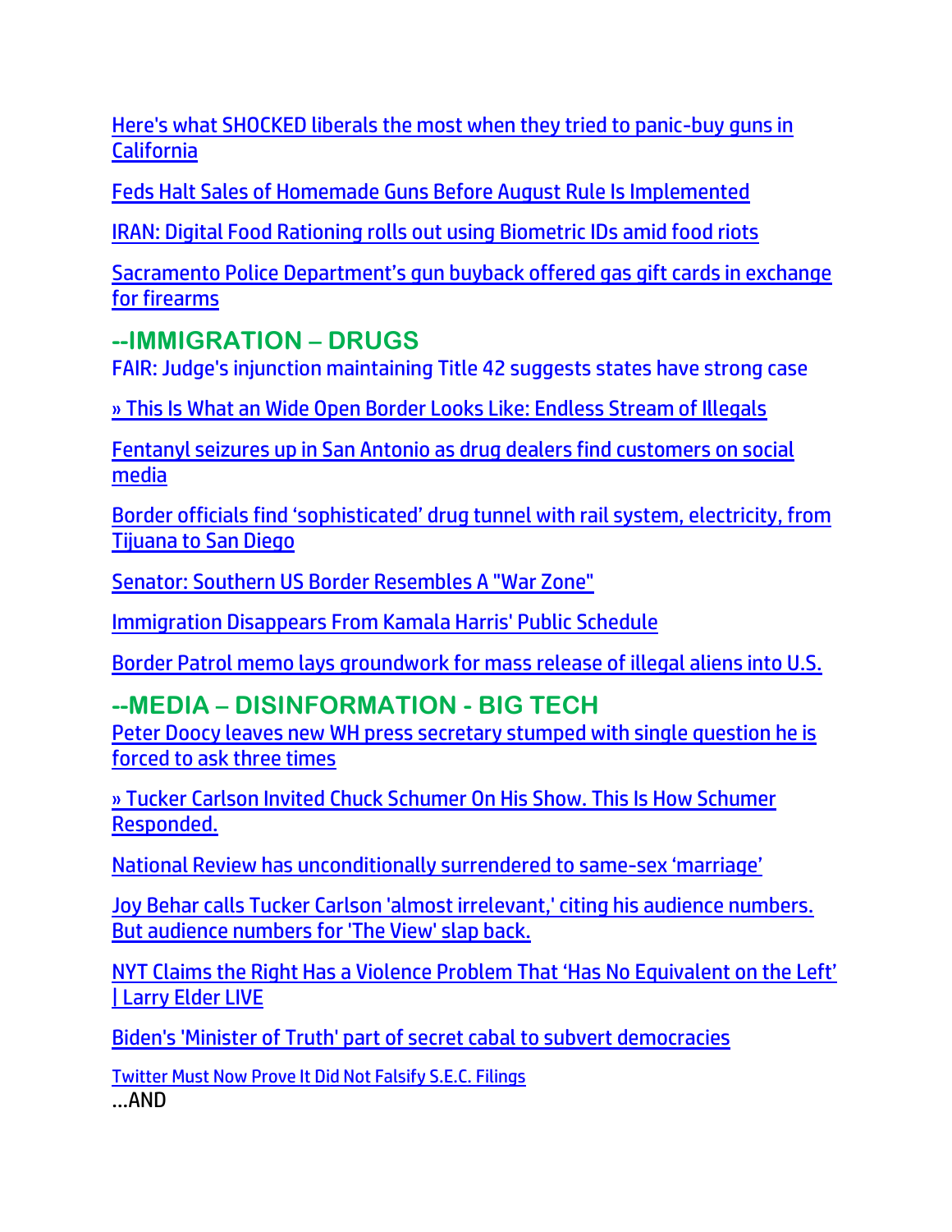Here's what SHOCKED liberals the most when they tried to panic-buy guns in California

Feds Halt Sales of Homemade Guns Before August Rule Is Implemented

IRAN: Digital Food Rationing rolls out using Biometric IDs amid food riots

Sacramento Police Department's gun buyback offered gas gift cards in exchange for firearms

## --IMMIGRATION – DRUGS

FAIR: Judge's injunction maintaining Title 42 suggests states have strong case

» This Is What an Wide Open Border Looks Like: Endless Stream of Illegals

Fentanyl seizures up in San Antonio as drug dealers find customers on social media

Border officials find 'sophisticated' drug tunnel with rail system, electricity, from Tijuana to San Diego

Senator: Southern US Border Resembles A "War Zone"

Immigration Disappears From Kamala Harris' Public Schedule

Border Patrol memo lays groundwork for mass release of illegal aliens into U.S.

## --MEDIA – DISINFORMATION - BIG TECH

Peter Doocy leaves new WH press secretary stumped with single question he is forced to ask three times

» Tucker Carlson Invited Chuck Schumer On His Show. This Is How Schumer Responded.

National Review has unconditionally surrendered to same-sex 'marriage'

Joy Behar calls Tucker Carlson 'almost irrelevant,' citing his audience numbers. But audience numbers for 'The View' slap back.

NYT Claims the Right Has a Violence Problem That 'Has No Equivalent on the Left' | Larry Elder LIVE

Biden's 'Minister of Truth' part of secret cabal to subvert democracies

Twitter Must Now Prove It Did Not Falsify S.E.C. Filings

…AND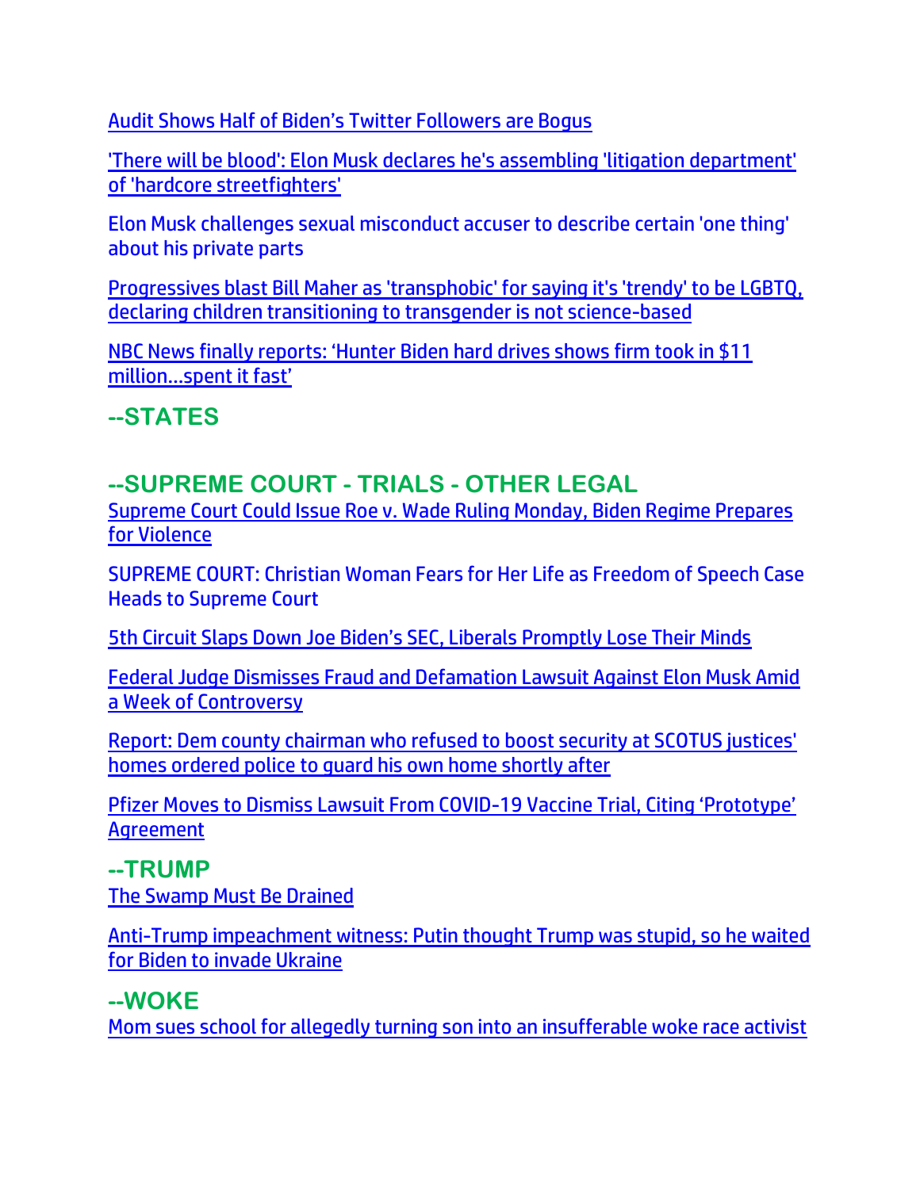Audit Shows Half of Biden's Twitter Followers are Bogus

'There will be blood': Elon Musk declares he's assembling 'litigation department' of 'hardcore streetfighters'

Elon Musk challenges sexual misconduct accuser to describe certain 'one thing' about his private parts

Progressives blast Bill Maher as 'transphobic' for saying it's 'trendy' to be LGBTQ, declaring children transitioning to transgender is not science-based

NBC News finally reports: 'Hunter Biden hard drives shows firm took in $11 million…spent it fast'

## --STATES

## --SUPREME COURT - TRIALS - OTHER LEGAL

Supreme Court Could Issue Roe v. Wade Ruling Monday, Biden Regime Prepares for Violence

SUPREME COURT: Christian Woman Fears for Her Life as Freedom of Speech Case Heads to Supreme Court

5th Circuit Slaps Down Joe Biden's SEC, Liberals Promptly Lose Their Minds

Federal Judge Dismisses Fraud and Defamation Lawsuit Against Elon Musk Amid a Week of Controversy

Report: Dem county chairman who refused to boost security at SCOTUS justices' homes ordered police to guard his own home shortly after

Pfizer Moves to Dismiss Lawsuit From COVID-19 Vaccine Trial, Citing 'Prototype' Agreement

## --TRUMP

The Swamp Must Be Drained

Anti-Trump impeachment witness: Putin thought Trump was stupid, so he waited for Biden to invade Ukraine

## --WOKE

Mom sues school for allegedly turning son into an insufferable woke race activist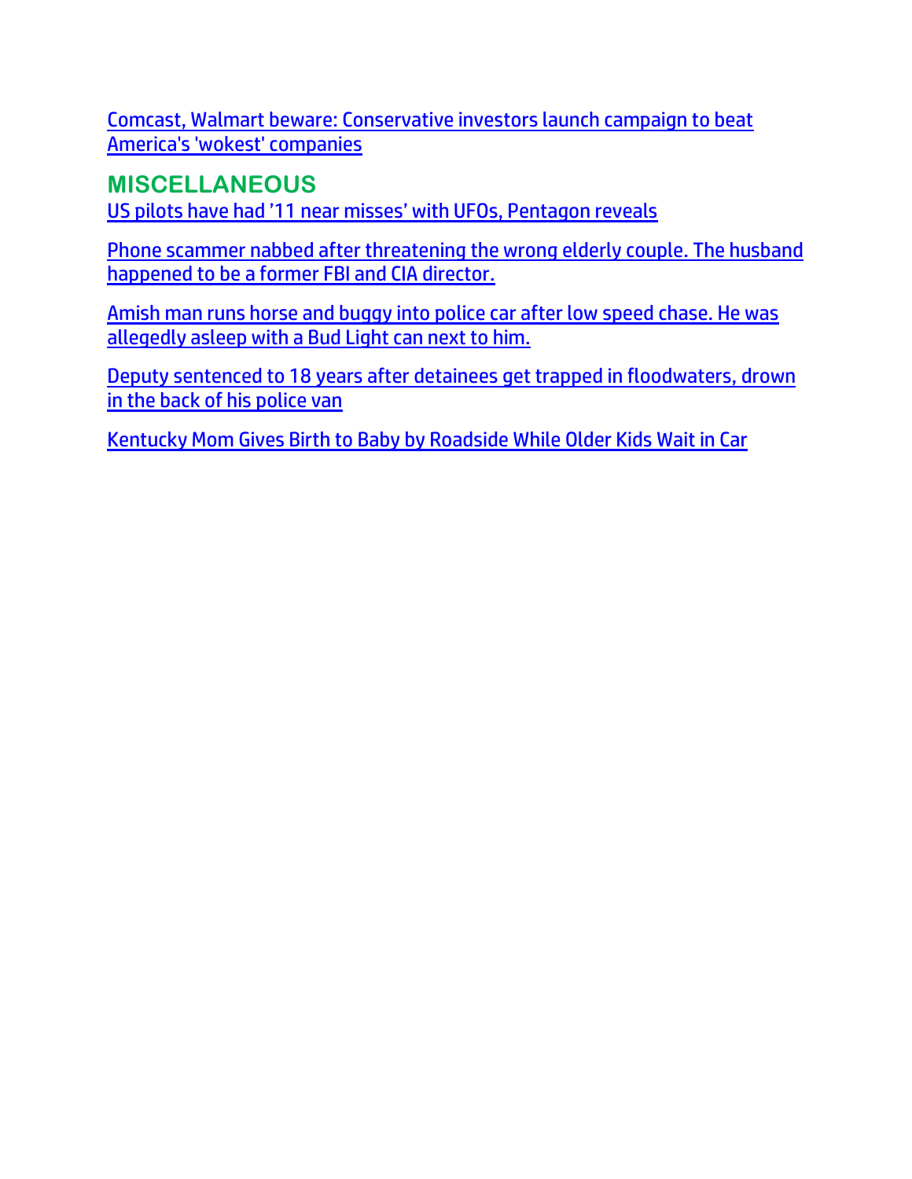Comcast, Walmart beware: Conservative investors launch campaign to beat America's 'wokest' companies

## MISCELLANEOUS

US pilots have had '11 near misses' with UFOs, Pentagon reveals

Phone scammer nabbed after threatening the wrong elderly couple. The husband happened to be a former FBI and CIA director.

Amish man runs horse and buggy into police car after low speed chase. He was allegedly asleep with a Bud Light can next to him.

Deputy sentenced to 18 years after detainees get trapped in floodwaters, drown in the back of his police van

Kentucky Mom Gives Birth to Baby by Roadside While Older Kids Wait in Car